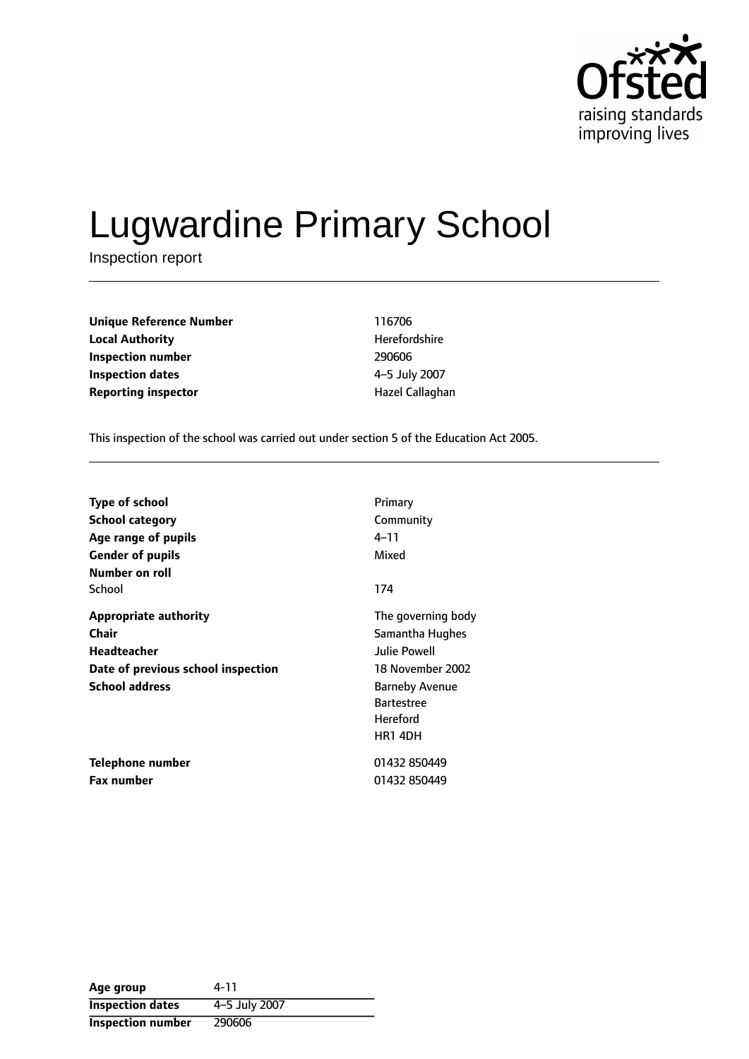# Lugwardine Primary School

Inspection report

| | |
|---|---|
| **Unique Reference Number** | 116706 |
| **Local Authority** | Herefordshire |
| **Inspection number** | 290606 |
| **Inspection dates** | 4–5 July 2007 |
| **Reporting inspector** | Hazel Callaghan |

This inspection of the school was carried out under section 5 of the Education Act 2005.

| | |
|---|---|
| **Type of school** | Primary |
| **School category** | Community |
| **Age range of pupils** | 4–11 |
| **Gender of pupils** | Mixed |
| **Number on roll** | |
| School | 174 |
| **Appropriate authority** | The governing body |
| **Chair** | Samantha Hughes |
| **Headteacher** | Julie Powell |
| **Date of previous school inspection** | 18 November 2002 |
| **School address** | Barneby Avenue<br>Bartestree<br>Hereford<br>HR1 4DH |
| **Telephone number** | 01432 850449 |
| **Fax number** | 01432 850449 |

| | |
|---|---|
| **Age group** | 4-11 |
| **Inspection dates** | 4–5 July 2007 |
| **Inspection number** | 290606 |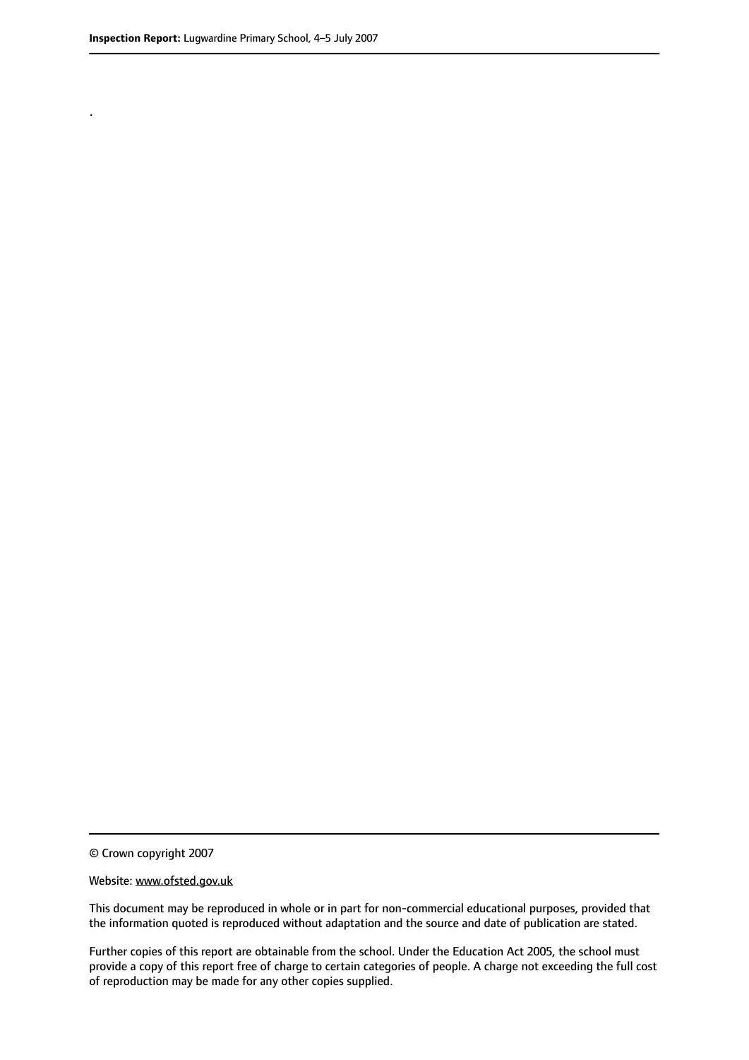.

© Crown copyright 2007

Website: www.ofsted.gov.uk

This document may be reproduced in whole or in part for non-commercial educational purposes, provided that the information quoted is reproduced without adaptation and the source and date of publication are stated.

Further copies of this report are obtainable from the school. Under the Education Act 2005, the school must provide a copy of this report free of charge to certain categories of people. A charge not exceeding the full cost of reproduction may be made for any other copies supplied.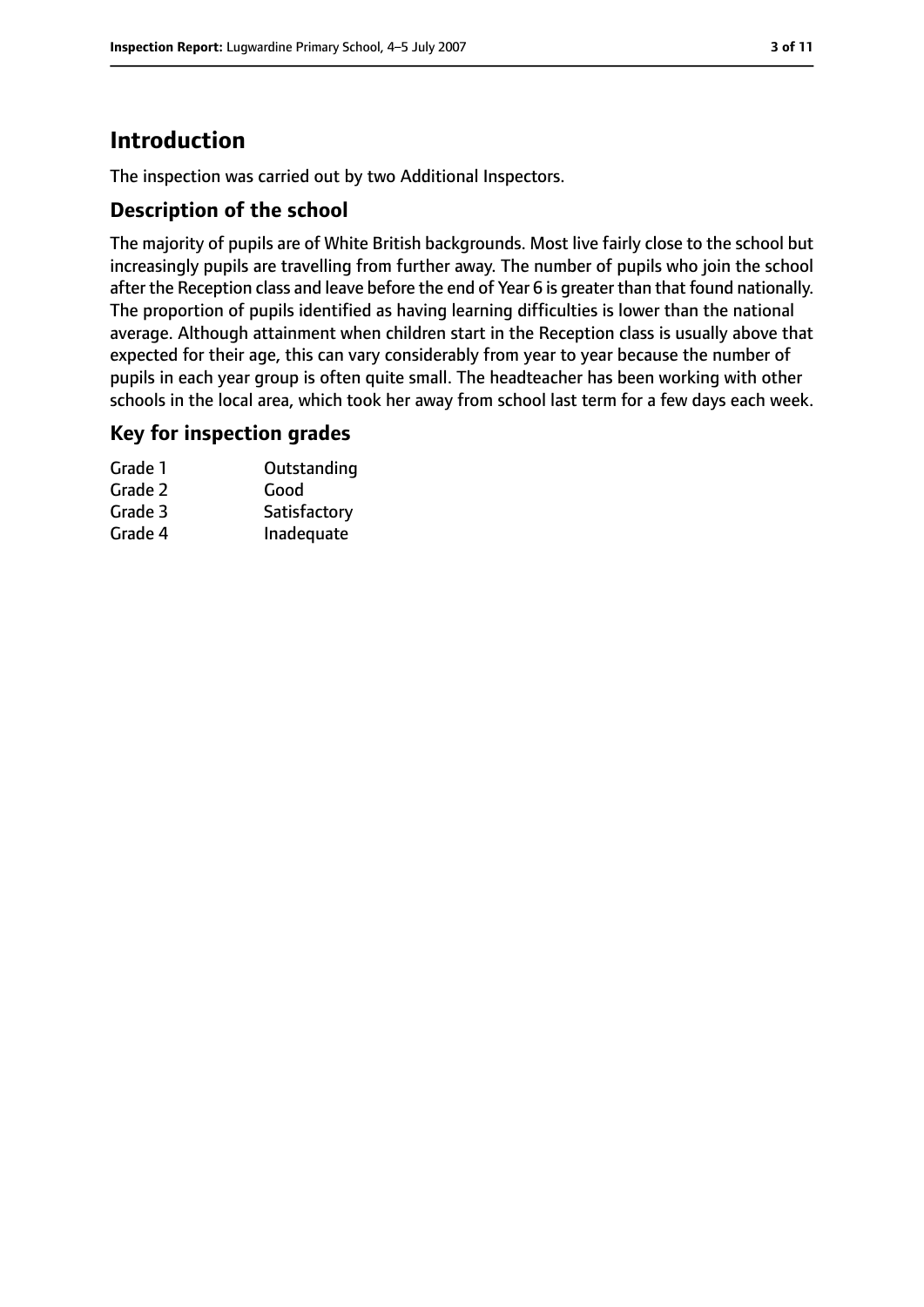# Introduction

The inspection was carried out by two Additional Inspectors.

## Description of the school

The majority of pupils are of White British backgrounds. Most live fairly close to the school but increasingly pupils are travelling from further away. The number of pupils who join the school after the Reception class and leave before the end of Year 6 is greater than that found nationally. The proportion of pupils identified as having learning difficulties is lower than the national average. Although attainment when children start in the Reception class is usually above that expected for their age, this can vary considerably from year to year because the number of pupils in each year group is often quite small. The headteacher has been working with other schools in the local area, which took her away from school last term for a few days each week.

## Key for inspection grades

| | |
|---|---|
| Grade 1 | Outstanding |
| Grade 2 | Good |
| Grade 3 | Satisfactory |
| Grade 4 | Inadequate |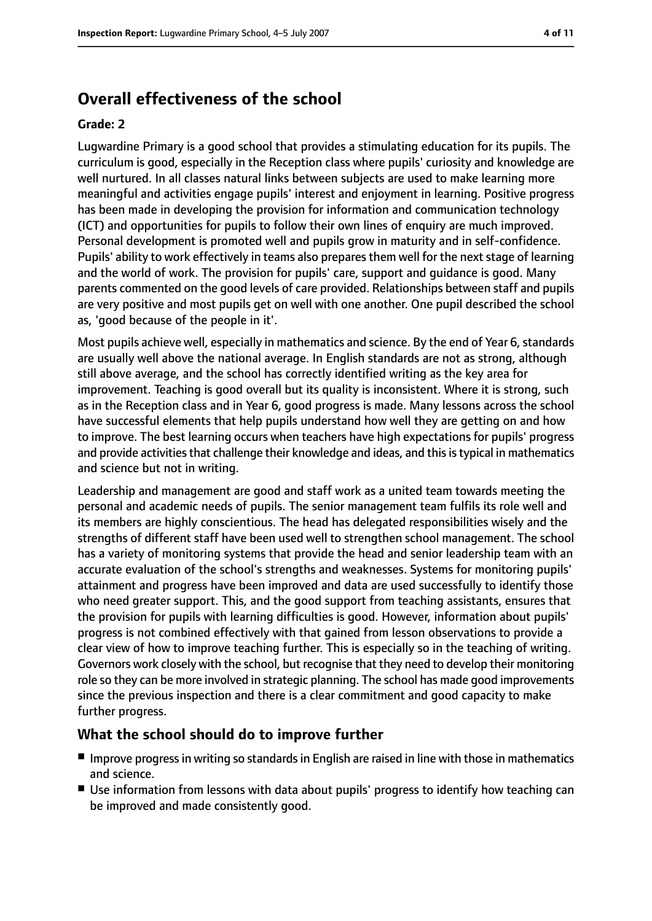## Overall effectiveness of the school

**Grade: 2**

Lugwardine Primary is a good school that provides a stimulating education for its pupils. The curriculum is good, especially in the Reception class where pupils' curiosity and knowledge are well nurtured. In all classes natural links between subjects are used to make learning more meaningful and activities engage pupils' interest and enjoyment in learning. Positive progress has been made in developing the provision for information and communication technology (ICT) and opportunities for pupils to follow their own lines of enquiry are much improved. Personal development is promoted well and pupils grow in maturity and in self-confidence. Pupils' ability to work effectively in teams also prepares them well for the next stage of learning and the world of work. The provision for pupils' care, support and guidance is good. Many parents commented on the good levels of care provided. Relationships between staff and pupils are very positive and most pupils get on well with one another. One pupil described the school as, 'good because of the people in it'.

Most pupils achieve well, especially in mathematics and science. By the end of Year 6, standards are usually well above the national average. In English standards are not as strong, although still above average, and the school has correctly identified writing as the key area for improvement. Teaching is good overall but its quality is inconsistent. Where it is strong, such as in the Reception class and in Year 6, good progress is made. Many lessons across the school have successful elements that help pupils understand how well they are getting on and how to improve. The best learning occurs when teachers have high expectations for pupils' progress and provide activities that challenge their knowledge and ideas, and this is typical in mathematics and science but not in writing.

Leadership and management are good and staff work as a united team towards meeting the personal and academic needs of pupils. The senior management team fulfils its role well and its members are highly conscientious. The head has delegated responsibilities wisely and the strengths of different staff have been used well to strengthen school management. The school has a variety of monitoring systems that provide the head and senior leadership team with an accurate evaluation of the school's strengths and weaknesses. Systems for monitoring pupils' attainment and progress have been improved and data are used successfully to identify those who need greater support. This, and the good support from teaching assistants, ensures that the provision for pupils with learning difficulties is good. However, information about pupils' progress is not combined effectively with that gained from lesson observations to provide a clear view of how to improve teaching further. This is especially so in the teaching of writing. Governors work closely with the school, but recognise that they need to develop their monitoring role so they can be more involved in strategic planning. The school has made good improvements since the previous inspection and there is a clear commitment and good capacity to make further progress.

### What the school should do to improve further

- Improve progress in writing so standards in English are raised in line with those in mathematics and science.
- Use information from lessons with data about pupils' progress to identify how teaching can be improved and made consistently good.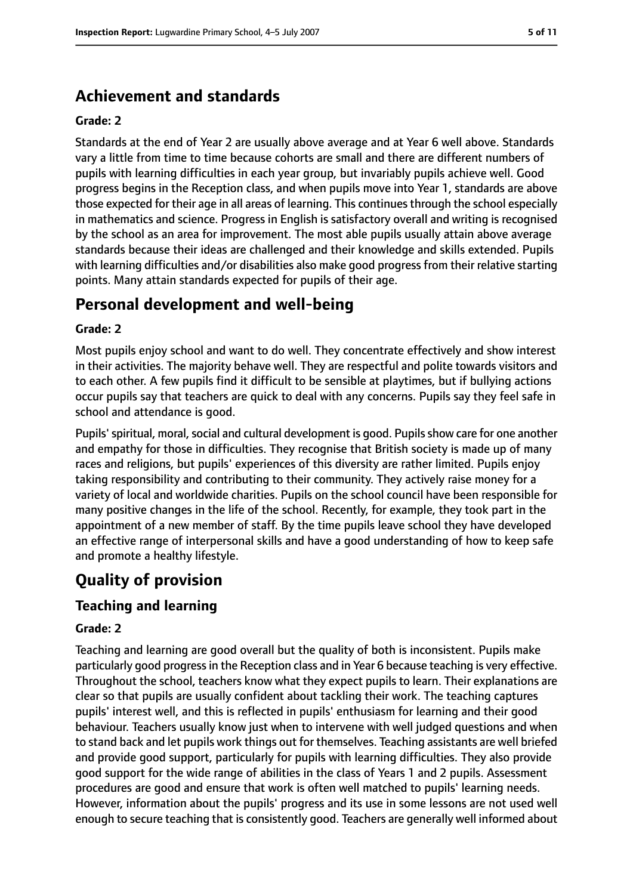## Achievement and standards

**Grade: 2**

Standards at the end of Year 2 are usually above average and at Year 6 well above. Standards vary a little from time to time because cohorts are small and there are different numbers of pupils with learning difficulties in each year group, but invariably pupils achieve well. Good progress begins in the Reception class, and when pupils move into Year 1, standards are above those expected for their age in all areas of learning. This continues through the school especially in mathematics and science. Progress in English is satisfactory overall and writing is recognised by the school as an area for improvement. The most able pupils usually attain above average standards because their ideas are challenged and their knowledge and skills extended. Pupils with learning difficulties and/or disabilities also make good progress from their relative starting points. Many attain standards expected for pupils of their age.

## Personal development and well-being

**Grade: 2**

Most pupils enjoy school and want to do well. They concentrate effectively and show interest in their activities. The majority behave well. They are respectful and polite towards visitors and to each other. A few pupils find it difficult to be sensible at playtimes, but if bullying actions occur pupils say that teachers are quick to deal with any concerns. Pupils say they feel safe in school and attendance is good.

Pupils' spiritual, moral, social and cultural development is good. Pupils show care for one another and empathy for those in difficulties. They recognise that British society is made up of many races and religions, but pupils' experiences of this diversity are rather limited. Pupils enjoy taking responsibility and contributing to their community. They actively raise money for a variety of local and worldwide charities. Pupils on the school council have been responsible for many positive changes in the life of the school. Recently, for example, they took part in the appointment of a new member of staff. By the time pupils leave school they have developed an effective range of interpersonal skills and have a good understanding of how to keep safe and promote a healthy lifestyle.

## Quality of provision

### Teaching and learning

**Grade: 2**

Teaching and learning are good overall but the quality of both is inconsistent. Pupils make particularly good progress in the Reception class and in Year 6 because teaching is very effective. Throughout the school, teachers know what they expect pupils to learn. Their explanations are clear so that pupils are usually confident about tackling their work. The teaching captures pupils' interest well, and this is reflected in pupils' enthusiasm for learning and their good behaviour. Teachers usually know just when to intervene with well judged questions and when to stand back and let pupils work things out for themselves. Teaching assistants are well briefed and provide good support, particularly for pupils with learning difficulties. They also provide good support for the wide range of abilities in the class of Years 1 and 2 pupils. Assessment procedures are good and ensure that work is often well matched to pupils' learning needs. However, information about the pupils' progress and its use in some lessons are not used well enough to secure teaching that is consistently good. Teachers are generally well informed about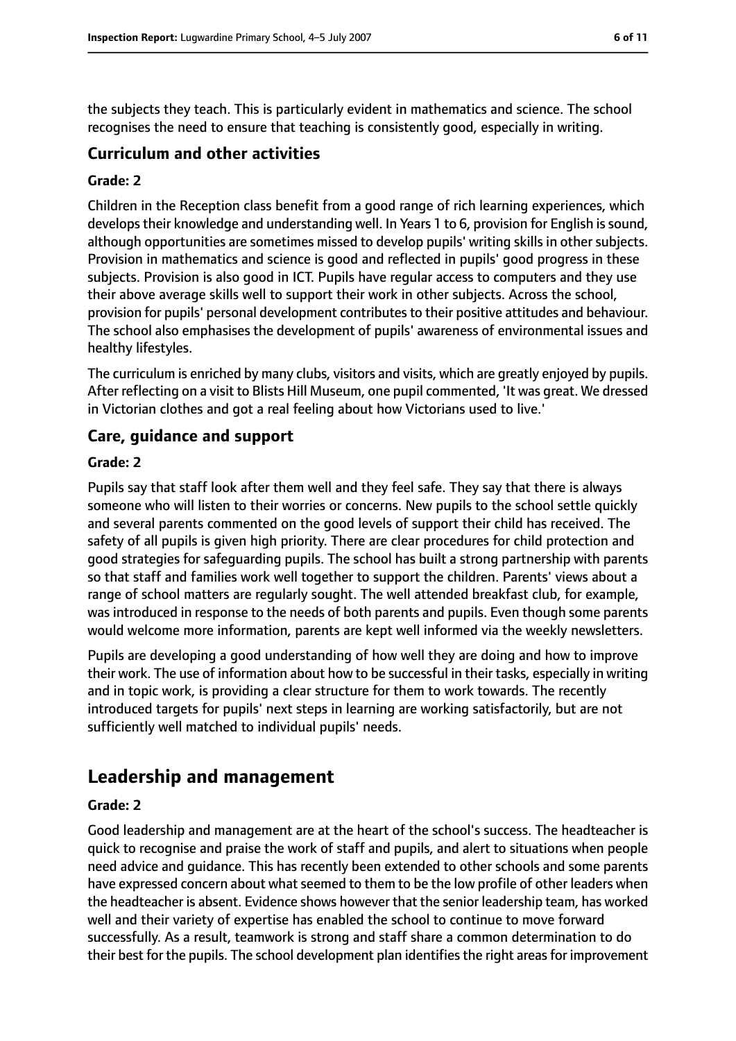the subjects they teach. This is particularly evident in mathematics and science. The school recognises the need to ensure that teaching is consistently good, especially in writing.

### Curriculum and other activities

#### Grade: 2

Children in the Reception class benefit from a good range of rich learning experiences, which develops their knowledge and understanding well. In Years 1 to 6, provision for English is sound, although opportunities are sometimes missed to develop pupils' writing skills in other subjects. Provision in mathematics and science is good and reflected in pupils' good progress in these subjects. Provision is also good in ICT. Pupils have regular access to computers and they use their above average skills well to support their work in other subjects. Across the school, provision for pupils' personal development contributes to their positive attitudes and behaviour. The school also emphasises the development of pupils' awareness of environmental issues and healthy lifestyles.

The curriculum is enriched by many clubs, visitors and visits, which are greatly enjoyed by pupils. After reflecting on a visit to Blists Hill Museum, one pupil commented, 'It was great. We dressed in Victorian clothes and got a real feeling about how Victorians used to live.'

### Care, guidance and support

#### Grade: 2

Pupils say that staff look after them well and they feel safe. They say that there is always someone who will listen to their worries or concerns. New pupils to the school settle quickly and several parents commented on the good levels of support their child has received. The safety of all pupils is given high priority. There are clear procedures for child protection and good strategies for safeguarding pupils. The school has built a strong partnership with parents so that staff and families work well together to support the children. Parents' views about a range of school matters are regularly sought. The well attended breakfast club, for example, was introduced in response to the needs of both parents and pupils. Even though some parents would welcome more information, parents are kept well informed via the weekly newsletters.

Pupils are developing a good understanding of how well they are doing and how to improve their work. The use of information about how to be successful in their tasks, especially in writing and in topic work, is providing a clear structure for them to work towards. The recently introduced targets for pupils' next steps in learning are working satisfactorily, but are not sufficiently well matched to individual pupils' needs.

## Leadership and management

#### Grade: 2

Good leadership and management are at the heart of the school's success. The headteacher is quick to recognise and praise the work of staff and pupils, and alert to situations when people need advice and guidance. This has recently been extended to other schools and some parents have expressed concern about what seemed to them to be the low profile of other leaders when the headteacher is absent. Evidence shows however that the senior leadership team, has worked well and their variety of expertise has enabled the school to continue to move forward successfully. As a result, teamwork is strong and staff share a common determination to do their best for the pupils. The school development plan identifies the right areas for improvement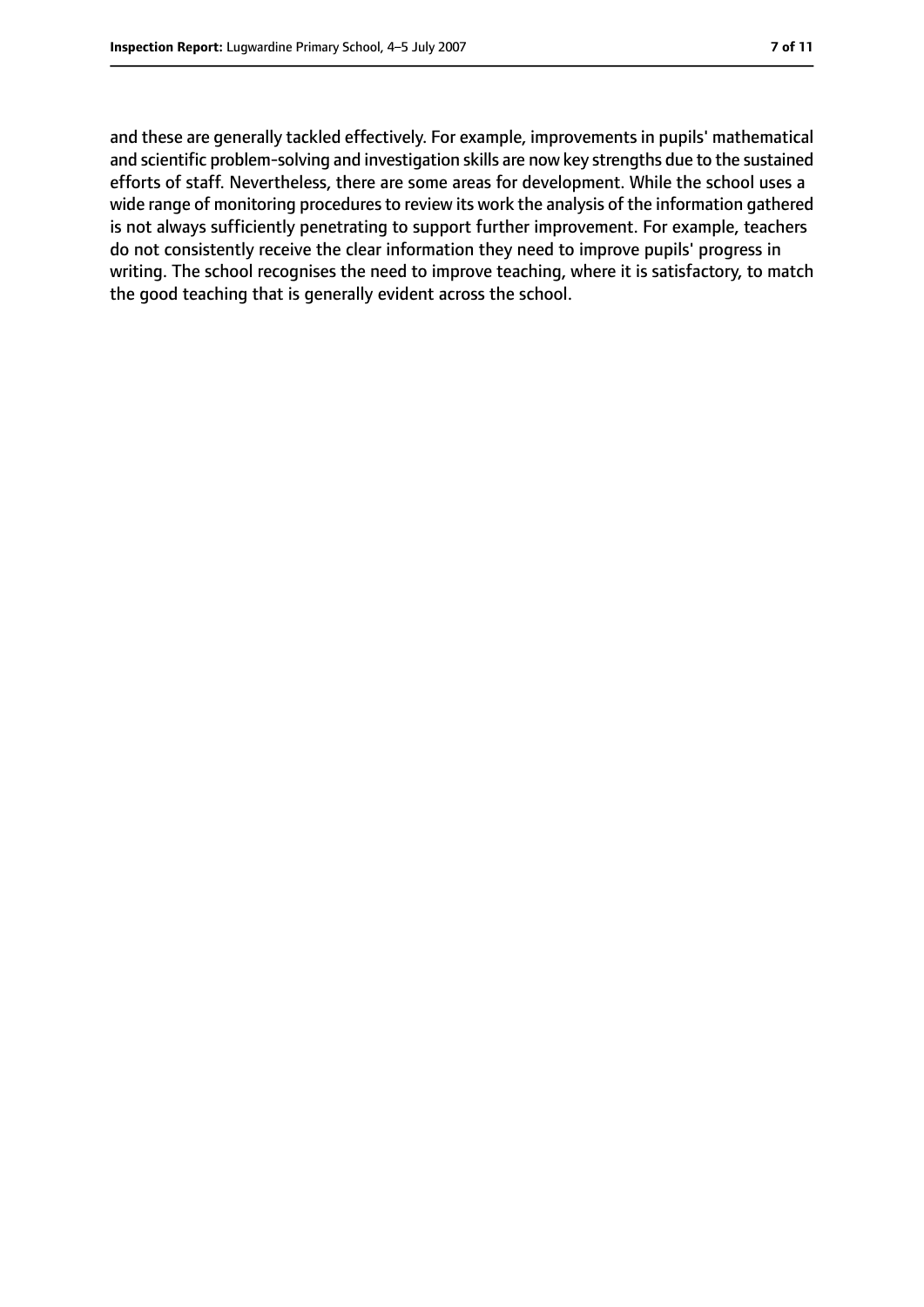and these are generally tackled effectively. For example, improvements in pupils' mathematical and scientific problem-solving and investigation skills are now key strengths due to the sustained efforts of staff. Nevertheless, there are some areas for development. While the school uses a wide range of monitoring procedures to review its work the analysis of the information gathered is not always sufficiently penetrating to support further improvement. For example, teachers do not consistently receive the clear information they need to improve pupils' progress in writing. The school recognises the need to improve teaching, where it is satisfactory, to match the good teaching that is generally evident across the school.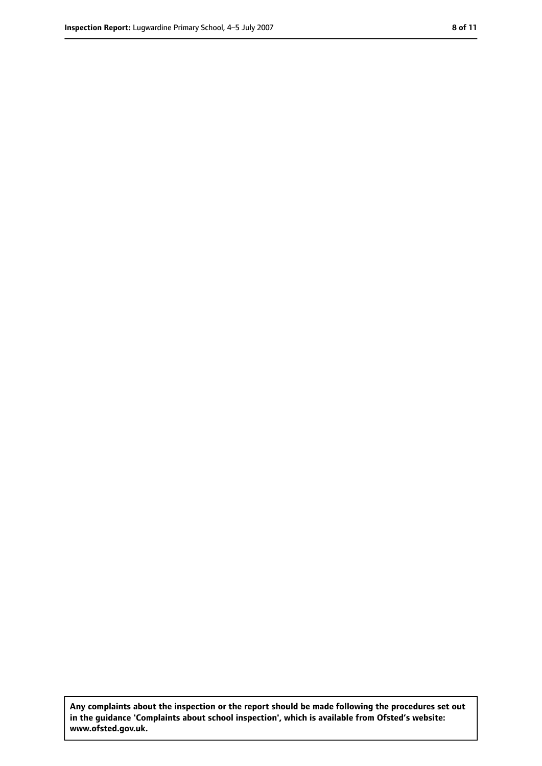**Any complaints about the inspection or the report should be made following the procedures set out in the guidance 'Complaints about school inspection', which is available from Ofsted's website: www.ofsted.gov.uk.**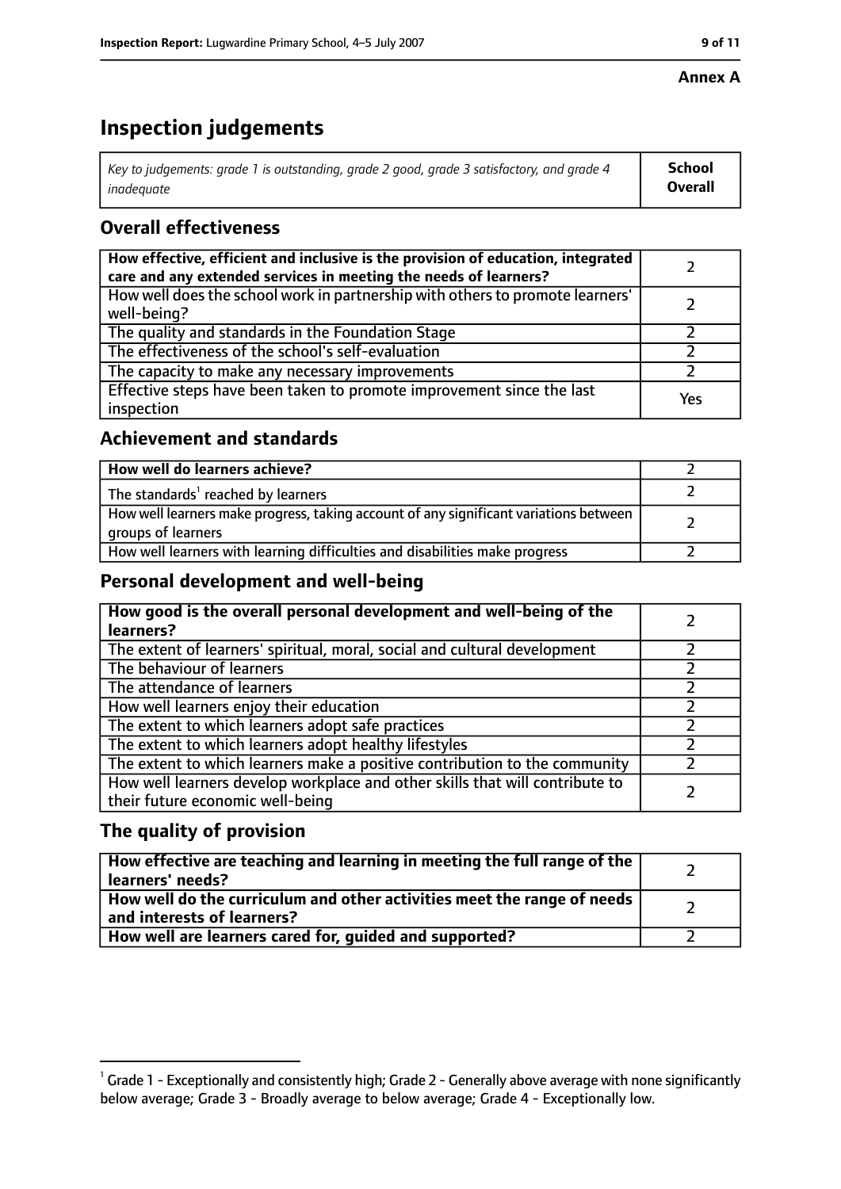**Annex A**

# Inspection judgements

| *Key to judgements: grade 1 is outstanding, grade 2 good, grade 3 satisfactory, and grade 4 inadequate* | **School Overall** |
|---|---|

## Overall effectiveness

| | |
|---|---|
| **How effective, efficient and inclusive is the provision of education, integrated care and any extended services in meeting the needs of learners?** | 2 |
| How well does the school work in partnership with others to promote learners' well-being? | 2 |
| The quality and standards in the Foundation Stage | 2 |
| The effectiveness of the school's self-evaluation | 2 |
| The capacity to make any necessary improvements | 2 |
| Effective steps have been taken to promote improvement since the last inspection | Yes |

## Achievement and standards

| | |
|---|---|
| **How well do learners achieve?** | 2 |
| The standards[1] reached by learners | 2 |
| How well learners make progress, taking account of any significant variations between groups of learners | 2 |
| How well learners with learning difficulties and disabilities make progress | 2 |

## Personal development and well-being

| | |
|---|---|
| **How good is the overall personal development and well-being of the learners?** | 2 |
| The extent of learners' spiritual, moral, social and cultural development | 2 |
| The behaviour of learners | 2 |
| The attendance of learners | 2 |
| How well learners enjoy their education | 2 |
| The extent to which learners adopt safe practices | 2 |
| The extent to which learners adopt healthy lifestyles | 2 |
| The extent to which learners make a positive contribution to the community | 2 |
| How well learners develop workplace and other skills that will contribute to their future economic well-being | 2 |

## The quality of provision

| | |
|---|---|
| **How effective are teaching and learning in meeting the full range of the learners' needs?** | 2 |
| **How well do the curriculum and other activities meet the range of needs and interests of learners?** | 2 |
| **How well are learners cared for, guided and supported?** | 2 |

[1] Grade 1 - Exceptionally and consistently high; Grade 2 - Generally above average with none significantly below average; Grade 3 - Broadly average to below average; Grade 4 - Exceptionally low.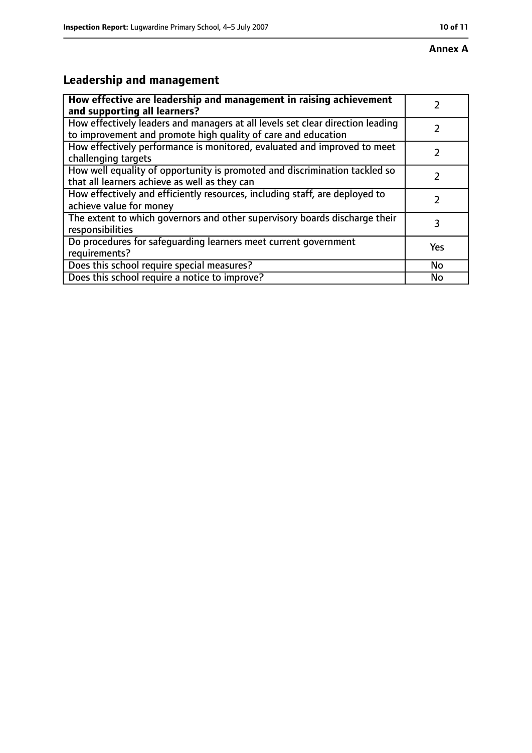**Annex A**

## Leadership and management

| **How effective are leadership and management in raising achievement and supporting all learners?** | 2 |
|---|---|
| How effectively leaders and managers at all levels set clear direction leading to improvement and promote high quality of care and education | 2 |
| How effectively performance is monitored, evaluated and improved to meet challenging targets | 2 |
| How well equality of opportunity is promoted and discrimination tackled so that all learners achieve as well as they can | 2 |
| How effectively and efficiently resources, including staff, are deployed to achieve value for money | 2 |
| The extent to which governors and other supervisory boards discharge their responsibilities | 3 |
| Do procedures for safeguarding learners meet current government requirements? | Yes |
| Does this school require special measures? | No |
| Does this school require a notice to improve? | No |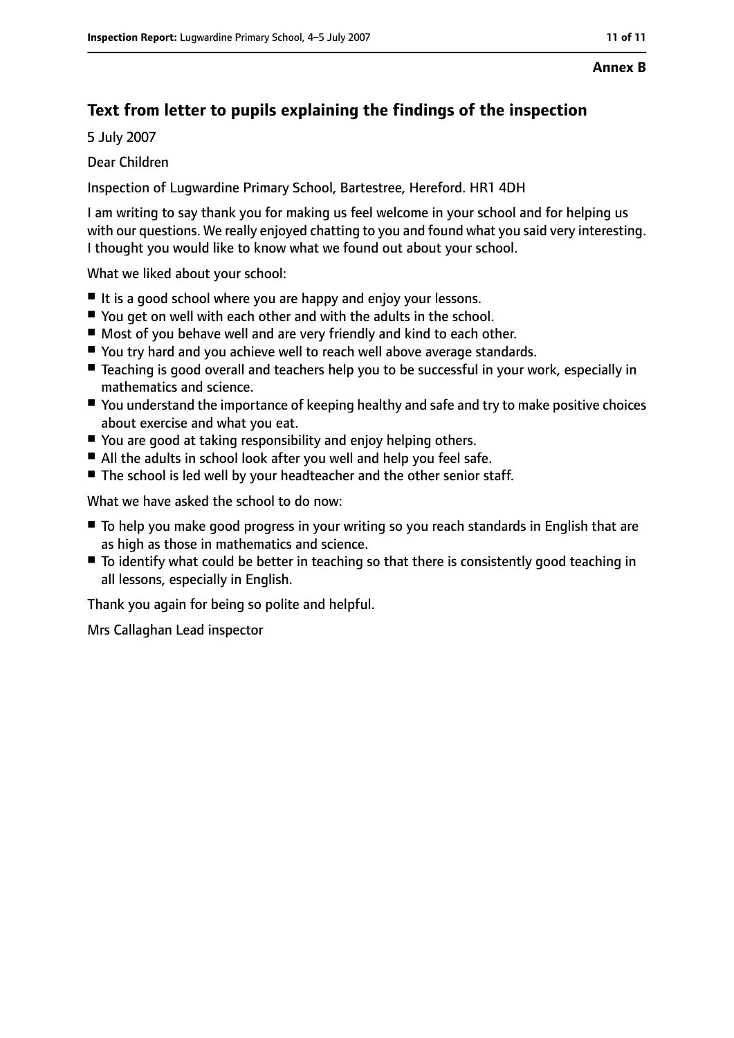**Annex B**

## Text from letter to pupils explaining the findings of the inspection

5 July 2007

Dear Children

Inspection of Lugwardine Primary School, Bartestree, Hereford. HR1 4DH

I am writing to say thank you for making us feel welcome in your school and for helping us with our questions. We really enjoyed chatting to you and found what you said very interesting. I thought you would like to know what we found out about your school.

What we liked about your school:

- It is a good school where you are happy and enjoy your lessons.
- You get on well with each other and with the adults in the school.
- Most of you behave well and are very friendly and kind to each other.
- You try hard and you achieve well to reach well above average standards.
- Teaching is good overall and teachers help you to be successful in your work, especially in mathematics and science.
- You understand the importance of keeping healthy and safe and try to make positive choices about exercise and what you eat.
- You are good at taking responsibility and enjoy helping others.
- All the adults in school look after you well and help you feel safe.
- The school is led well by your headteacher and the other senior staff.

What we have asked the school to do now:

- To help you make good progress in your writing so you reach standards in English that are as high as those in mathematics and science.
- To identify what could be better in teaching so that there is consistently good teaching in all lessons, especially in English.

Thank you again for being so polite and helpful.

Mrs Callaghan Lead inspector